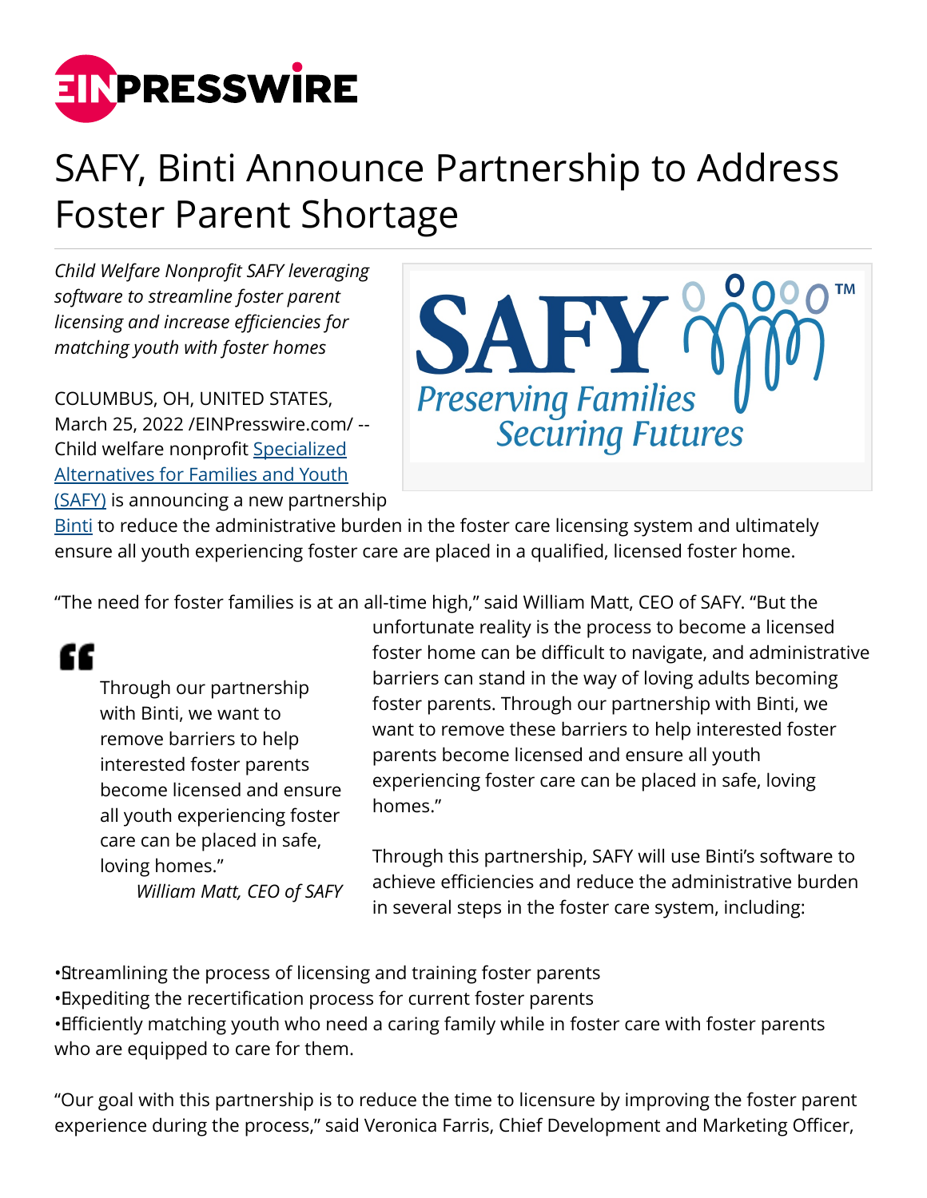# SAFY, Binti Announce Partnership to Address Foster Parent Shortage

*Child Welfare Nonprofit SAFY leveraging software to streamline foster parent licensing and increase efficiencies for matching youth with foster homes*

COLUMBUS, OH, UNITED STATES, March 25, 2022 /EINPresswire.com/ -- Child welfare nonprofit Specialized Alternatives for Families and Youth (SAFY) is announcing a new partnership Binti to reduce the administrative burden in the foster care licensing system and ultimately ensure all youth experiencing foster care are placed in a qualified, licensed foster home.

"The need for foster families is at an all-time high," said William Matt, CEO of SAFY. "But the unfortunate reality is the process to become a licensed foster home can be difficult to navigate, and administrative barriers can stand in the way of loving adults becoming foster parents. Through our partnership with Binti, we want to remove these barriers to help interested foster parents become licensed and ensure all youth experiencing foster care can be placed in safe, loving homes."

> Through our partnership with Binti, we want to remove barriers to help interested foster parents become licensed and ensure all youth experiencing foster care can be placed in safe, loving homes."
>
> *William Matt, CEO of SAFY*

Through this partnership, SAFY will use Binti's software to achieve efficiencies and reduce the administrative burden in several steps in the foster care system, including:

- Streamlining the process of licensing and training foster parents
- Expediting the recertification process for current foster parents
- Efficiently matching youth who need a caring family while in foster care with foster parents who are equipped to care for them.

"Our goal with this partnership is to reduce the time to licensure by improving the foster parent experience during the process," said Veronica Farris, Chief Development and Marketing Officer,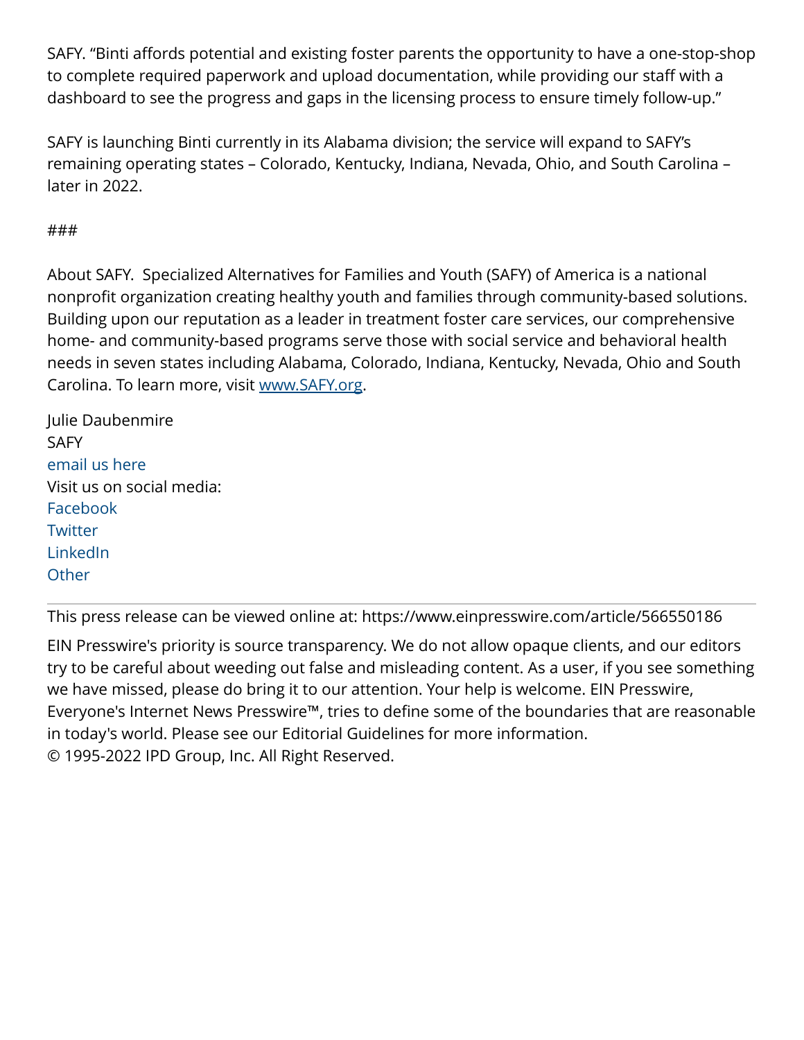SAFY. “Binti affords potential and existing foster parents the opportunity to have a one-stop-shop to complete required paperwork and upload documentation, while providing our staff with a dashboard to see the progress and gaps in the licensing process to ensure timely follow-up.”

SAFY is launching Binti currently in its Alabama division; the service will expand to SAFY’s remaining operating states – Colorado, Kentucky, Indiana, Nevada, Ohio, and South Carolina – later in 2022.

###

About SAFY. Specialized Alternatives for Families and Youth (SAFY) of America is a national nonprofit organization creating healthy youth and families through community-based solutions. Building upon our reputation as a leader in treatment foster care services, our comprehensive home- and community-based programs serve those with social service and behavioral health needs in seven states including Alabama, Colorado, Indiana, Kentucky, Nevada, Ohio and South Carolina. To learn more, visit www.SAFY.org.

Julie Daubenmire
SAFY
email us here
Visit us on social media:
Facebook
Twitter
LinkedIn
Other

---

This press release can be viewed online at: https://www.einpresswire.com/article/566550186

EIN Presswire's priority is source transparency. We do not allow opaque clients, and our editors try to be careful about weeding out false and misleading content. As a user, if you see something we have missed, please do bring it to our attention. Your help is welcome. EIN Presswire, Everyone's Internet News Presswire™, tries to define some of the boundaries that are reasonable in today's world. Please see our Editorial Guidelines for more information.
© 1995-2022 IPD Group, Inc. All Right Reserved.